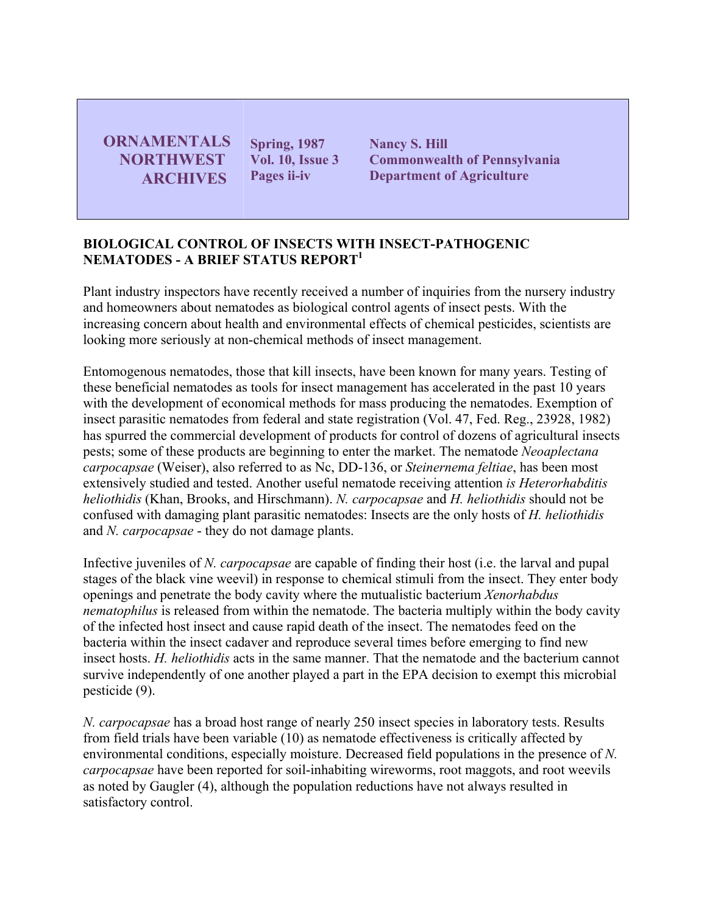ORNAMENTALS NORTHWEST ARCHIVES

**Spring, 1987**
**Vol. 10, Issue 3**
**Pages ii-iv**

**Nancy S. Hill**
**Commonwealth of Pennsylvania**
**Department of Agriculture**

## BIOLOGICAL CONTROL OF INSECTS WITH INSECT-PATHOGENIC NEMATODES - A BRIEF STATUS REPORT[1]

Plant industry inspectors have recently received a number of inquiries from the nursery industry and homeowners about nematodes as biological control agents of insect pests. With the increasing concern about health and environmental effects of chemical pesticides, scientists are looking more seriously at non-chemical methods of insect management.

Entomogenous nematodes, those that kill insects, have been known for many years. Testing of these beneficial nematodes as tools for insect management has accelerated in the past 10 years with the development of economical methods for mass producing the nematodes. Exemption of insect parasitic nematodes from federal and state registration (Vol. 47, Fed. Reg., 23928, 1982) has spurred the commercial development of products for control of dozens of agricultural insects pests; some of these products are beginning to enter the market. The nematode *Neoaplectana carpocapsae* (Weiser), also referred to as Nc, DD-136, or *Steinernema feltiae*, has been most extensively studied and tested. Another useful nematode receiving attention *is Heterorhabditis heliothidis* (Khan, Brooks, and Hirschmann). *N. carpocapsae* and *H. heliothidis* should not be confused with damaging plant parasitic nematodes: Insects are the only hosts of *H. heliothidis* and *N. carpocapsae* - they do not damage plants.

Infective juveniles of *N. carpocapsae* are capable of finding their host (i.e. the larval and pupal stages of the black vine weevil) in response to chemical stimuli from the insect. They enter body openings and penetrate the body cavity where the mutualistic bacterium *Xenorhabdus nematophilus* is released from within the nematode. The bacteria multiply within the body cavity of the infected host insect and cause rapid death of the insect. The nematodes feed on the bacteria within the insect cadaver and reproduce several times before emerging to find new insect hosts. *H. heliothidis* acts in the same manner. That the nematode and the bacterium cannot survive independently of one another played a part in the EPA decision to exempt this microbial pesticide (9).

*N. carpocapsae* has a broad host range of nearly 250 insect species in laboratory tests. Results from field trials have been variable (10) as nematode effectiveness is critically affected by environmental conditions, especially moisture. Decreased field populations in the presence of *N. carpocapsae* have been reported for soil-inhabiting wireworms, root maggots, and root weevils as noted by Gaugler (4), although the population reductions have not always resulted in satisfactory control.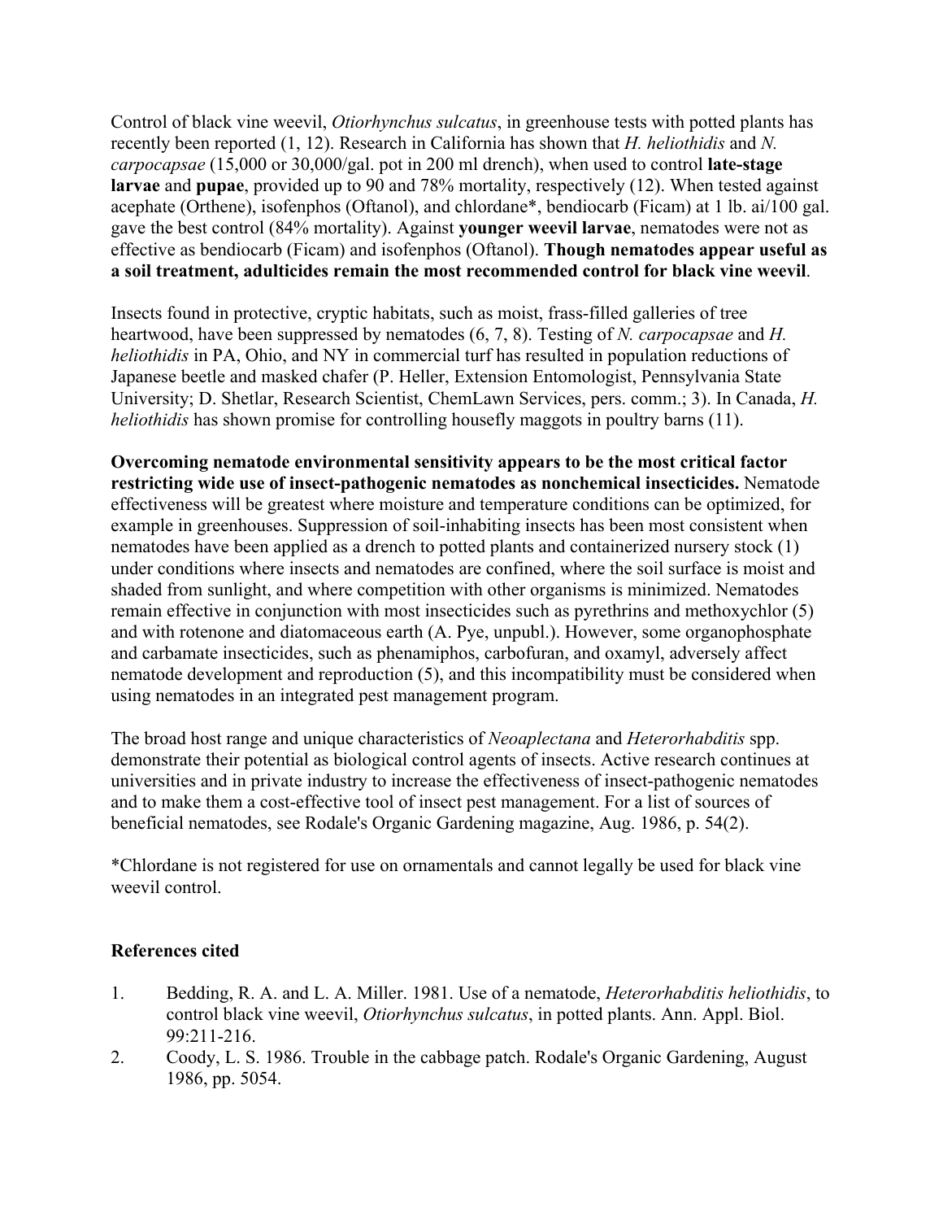Control of black vine weevil, *Otiorhynchus sulcatus*, in greenhouse tests with potted plants has recently been reported (1, 12). Research in California has shown that *H. heliothidis* and *N. carpocapsae* (15,000 or 30,000/gal. pot in 200 ml drench), when used to control **late-stage larvae** and **pupae**, provided up to 90 and 78% mortality, respectively (12). When tested against acephate (Orthene), isofenphos (Oftanol), and chlordane*, bendiocarb (Ficam) at 1 lb. ai/100 gal. gave the best control (84% mortality). Against **younger weevil larvae**, nematodes were not as effective as bendiocarb (Ficam) and isofenphos (Oftanol). **Though nematodes appear useful as a soil treatment, adulticides remain the most recommended control for black vine weevil**.

Insects found in protective, cryptic habitats, such as moist, frass-filled galleries of tree heartwood, have been suppressed by nematodes (6, 7, 8). Testing of *N. carpocapsae* and *H. heliothidis* in PA, Ohio, and NY in commercial turf has resulted in population reductions of Japanese beetle and masked chafer (P. Heller, Extension Entomologist, Pennsylvania State University; D. Shetlar, Research Scientist, ChemLawn Services, pers. comm.; 3). In Canada, *H. heliothidis* has shown promise for controlling housefly maggots in poultry barns (11).

**Overcoming nematode environmental sensitivity appears to be the most critical factor restricting wide use of insect-pathogenic nematodes as nonchemical insecticides.** Nematode effectiveness will be greatest where moisture and temperature conditions can be optimized, for example in greenhouses. Suppression of soil-inhabiting insects has been most consistent when nematodes have been applied as a drench to potted plants and containerized nursery stock (1) under conditions where insects and nematodes are confined, where the soil surface is moist and shaded from sunlight, and where competition with other organisms is minimized. Nematodes remain effective in conjunction with most insecticides such as pyrethrins and methoxychlor (5) and with rotenone and diatomaceous earth (A. Pye, unpubl.). However, some organophosphate and carbamate insecticides, such as phenamiphos, carbofuran, and oxamyl, adversely affect nematode development and reproduction (5), and this incompatibility must be considered when using nematodes in an integrated pest management program.

The broad host range and unique characteristics of *Neoaplectana* and *Heterorhabditis* spp. demonstrate their potential as biological control agents of insects. Active research continues at universities and in private industry to increase the effectiveness of insect-pathogenic nematodes and to make them a cost-effective tool of insect pest management. For a list of sources of beneficial nematodes, see Rodale's Organic Gardening magazine, Aug. 1986, p. 54(2).

*Chlordane is not registered for use on ornamentals and cannot legally be used for black vine weevil control.

**References cited**

1. Bedding, R. A. and L. A. Miller. 1981. Use of a nematode, *Heterorhabditis heliothidis*, to control black vine weevil, *Otiorhynchus sulcatus*, in potted plants. Ann. Appl. Biol. 99:211-216.
2. Coody, L. S. 1986. Trouble in the cabbage patch. Rodale's Organic Gardening, August 1986, pp. 5054.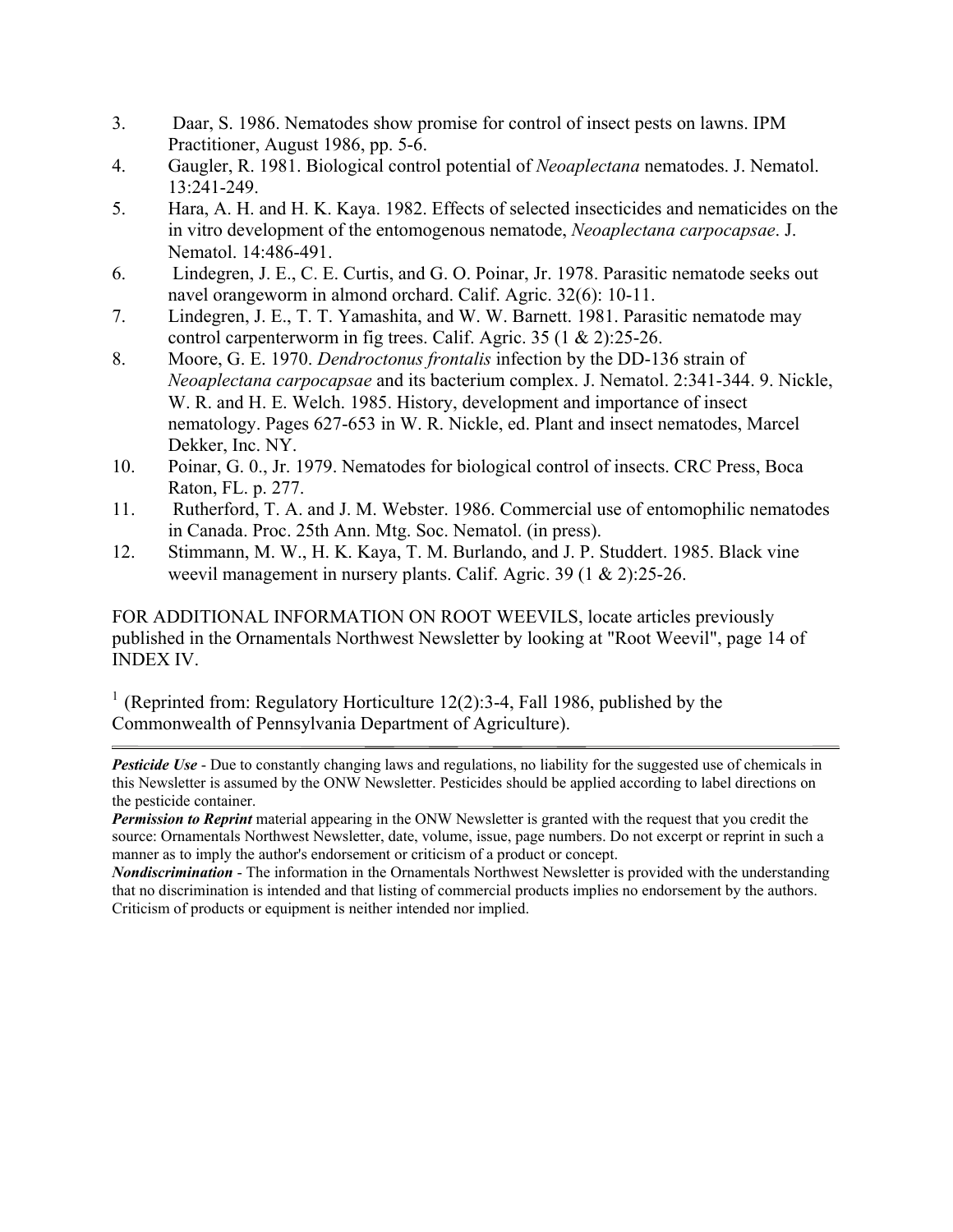3. Daar, S. 1986. Nematodes show promise for control of insect pests on lawns. IPM Practitioner, August 1986, pp. 5-6.
4. Gaugler, R. 1981. Biological control potential of *Neoaplectana* nematodes. J. Nematol. 13:241-249.
5. Hara, A. H. and H. K. Kaya. 1982. Effects of selected insecticides and nematicides on the in vitro development of the entomogenous nematode, *Neoaplectana carpocapsae*. J. Nematol. 14:486-491.
6. Lindegren, J. E., C. E. Curtis, and G. O. Poinar, Jr. 1978. Parasitic nematode seeks out navel orangeworm in almond orchard. Calif. Agric. 32(6): 10-11.
7. Lindegren, J. E., T. T. Yamashita, and W. W. Barnett. 1981. Parasitic nematode may control carpenterworm in fig trees. Calif. Agric. 35 (1 & 2):25-26.
8. Moore, G. E. 1970. *Dendroctonus frontalis* infection by the DD-136 strain of *Neoaplectana carpocapsae* and its bacterium complex. J. Nematol. 2:341-344. 9. Nickle, W. R. and H. E. Welch. 1985. History, development and importance of insect nematology. Pages 627-653 in W. R. Nickle, ed. Plant and insect nematodes, Marcel Dekker, Inc. NY.
10. Poinar, G. 0., Jr. 1979. Nematodes for biological control of insects. CRC Press, Boca Raton, FL. p. 277.
11. Rutherford, T. A. and J. M. Webster. 1986. Commercial use of entomophilic nematodes in Canada. Proc. 25th Ann. Mtg. Soc. Nematol. (in press).
12. Stimmann, M. W., H. K. Kaya, T. M. Burlando, and J. P. Studdert. 1985. Black vine weevil management in nursery plants. Calif. Agric. 39 (1 & 2):25-26.

FOR ADDITIONAL INFORMATION ON ROOT WEEVILS, locate articles previously published in the Ornamentals Northwest Newsletter by looking at "Root Weevil", page 14 of INDEX IV.

[1] (Reprinted from: Regulatory Horticulture 12(2):3-4, Fall 1986, published by the Commonwealth of Pennsylvania Department of Agriculture).

---

***Pesticide Use*** - Due to constantly changing laws and regulations, no liability for the suggested use of chemicals in this Newsletter is assumed by the ONW Newsletter. Pesticides should be applied according to label directions on the pesticide container.

***Permission to Reprint*** material appearing in the ONW Newsletter is granted with the request that you credit the source: Ornamentals Northwest Newsletter, date, volume, issue, page numbers. Do not excerpt or reprint in such a manner as to imply the author's endorsement or criticism of a product or concept.

***Nondiscrimination*** - The information in the Ornamentals Northwest Newsletter is provided with the understanding that no discrimination is intended and that listing of commercial products implies no endorsement by the authors. Criticism of products or equipment is neither intended nor implied.